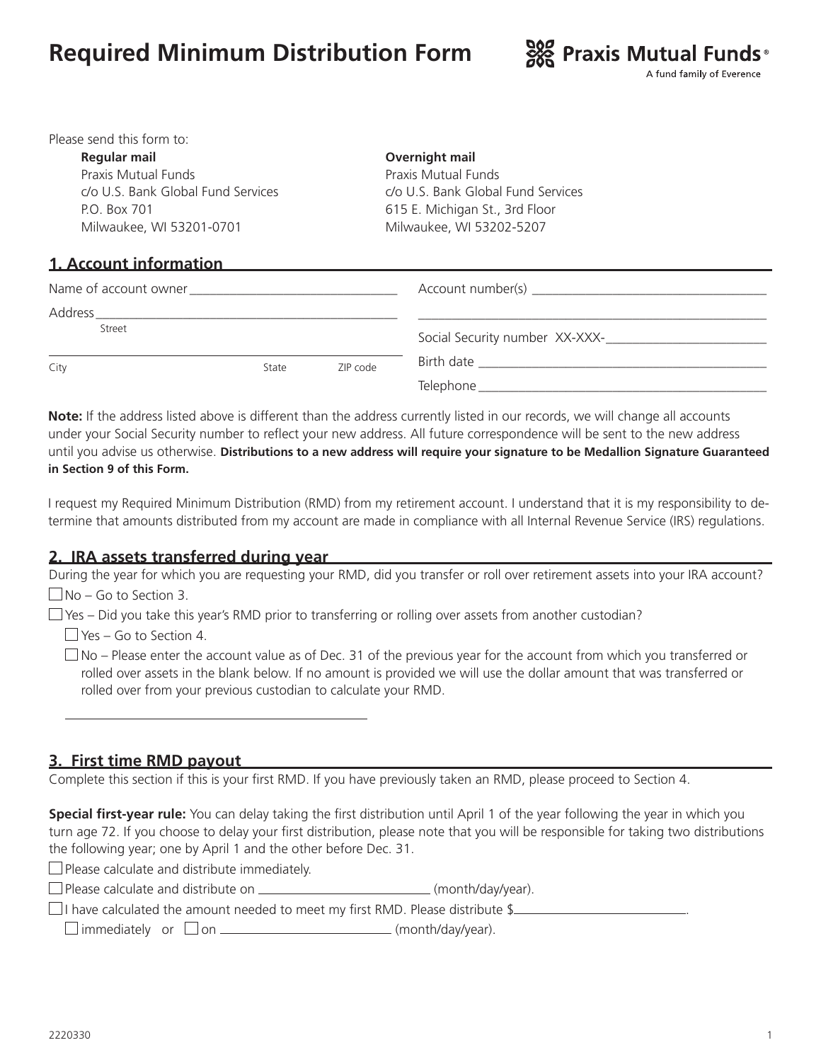# Required Minimum Distribution Form

**Praxis Mutual Funds®**
A fund family of Everence

Please send this form to:

**Regular mail**
Praxis Mutual Funds
c/o U.S. Bank Global Fund Services
P.O. Box 701
Milwaukee, WI 53201-0701

**Overnight mail**
Praxis Mutual Funds
c/o U.S. Bank Global Fund Services
615 E. Michigan St., 3rd Floor
Milwaukee, WI 53202-5207

## 1. Account information

Name of account owner ______________________________

Address ______________________________
Street

______________________________
City State ZIP code

Account number(s) ______________________________

______________________________

Social Security number XX-XXX-______________________

Birth date ______________________________

Telephone ______________________________

**Note:** If the address listed above is different than the address currently listed in our records, we will change all accounts under your Social Security number to reflect your new address. All future correspondence will be sent to the new address until you advise us otherwise. **Distributions to a new address will require your signature to be Medallion Signature Guaranteed in Section 9 of this Form.**

I request my Required Minimum Distribution (RMD) from my retirement account. I understand that it is my responsibility to determine that amounts distributed from my account are made in compliance with all Internal Revenue Service (IRS) regulations.

## 2. IRA assets transferred during year

During the year for which you are requesting your RMD, did you transfer or roll over retirement assets into your IRA account?

☐ No – Go to Section 3.

☐ Yes – Did you take this year's RMD prior to transferring or rolling over assets from another custodian?

- ☐ Yes – Go to Section 4.
- ☐ No – Please enter the account value as of Dec. 31 of the previous year for the account from which you transferred or rolled over assets in the blank below. If no amount is provided we will use the dollar amount that was transferred or rolled over from your previous custodian to calculate your RMD.

______________________________

## 3. First time RMD payout

Complete this section if this is your first RMD. If you have previously taken an RMD, please proceed to Section 4.

**Special first-year rule:** You can delay taking the first distribution until April 1 of the year following the year in which you turn age 72. If you choose to delay your first distribution, please note that you will be responsible for taking two distributions the following year; one by April 1 and the other before Dec. 31.

☐ Please calculate and distribute immediately.

☐ Please calculate and distribute on ______________________ (month/day/year).

☐ I have calculated the amount needed to meet my first RMD. Please distribute $______________________.

- ☐ immediately or ☐ on ______________________ (month/day/year).

2220330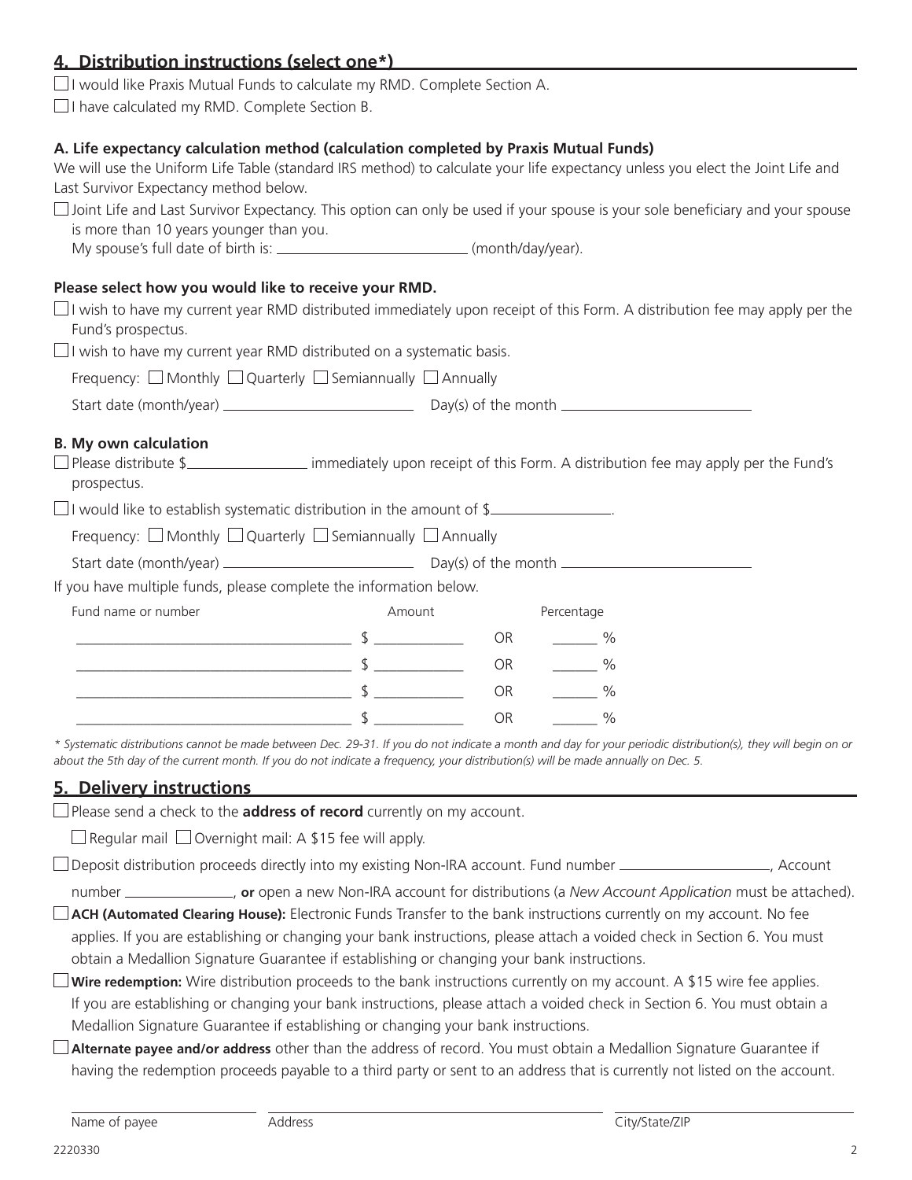## 4. Distribution instructions (select one*)

☐ I would like Praxis Mutual Funds to calculate my RMD. Complete Section A.

☐ I have calculated my RMD. Complete Section B.

### A. Life expectancy calculation method (calculation completed by Praxis Mutual Funds)

We will use the Uniform Life Table (standard IRS method) to calculate your life expectancy unless you elect the Joint Life and Last Survivor Expectancy method below.

☐ Joint Life and Last Survivor Expectancy. This option can only be used if your spouse is your sole beneficiary and your spouse is more than 10 years younger than you.
My spouse's full date of birth is: ____________________ (month/day/year).

**Please select how you would like to receive your RMD.**

☐ I wish to have my current year RMD distributed immediately upon receipt of this Form. A distribution fee may apply per the Fund's prospectus.

☐ I wish to have my current year RMD distributed on a systematic basis.

Frequency: ☐ Monthly ☐ Quarterly ☐ Semiannually ☐ Annually

Start date (month/year) ____________________ Day(s) of the month ____________________

### B. My own calculation

☐ Please distribute $____________ immediately upon receipt of this Form. A distribution fee may apply per the Fund's prospectus.

☐ I would like to establish systematic distribution in the amount of $____________.

Frequency: ☐ Monthly ☐ Quarterly ☐ Semiannually ☐ Annually

Start date (month/year) ____________________ Day(s) of the month ____________________

If you have multiple funds, please complete the information below.

| Fund name or number | Amount | | Percentage |
|---|---|---|---|
| ____________________ | $ ________ | OR | ______ % |
| ____________________ | $ ________ | OR | ______ % |
| ____________________ | $ ________ | OR | ______ % |
| ____________________ | $ ________ | OR | ______ % |

*\* Systematic distributions cannot be made between Dec. 29-31. If you do not indicate a month and day for your periodic distribution(s), they will begin on or about the 5th day of the current month. If you do not indicate a frequency, your distribution(s) will be made annually on Dec. 5.*

## 5. Delivery instructions

☐ Please send a check to the **address of record** currently on my account.

☐ Regular mail ☐ Overnight mail: A $15 fee will apply.

☐ Deposit distribution proceeds directly into my existing Non-IRA account. Fund number ____________________, Account number ______________, **or** open a new Non-IRA account for distributions (a *New Account Application* must be attached).

☐ **ACH (Automated Clearing House):** Electronic Funds Transfer to the bank instructions currently on my account. No fee applies. If you are establishing or changing your bank instructions, please attach a voided check in Section 6. You must obtain a Medallion Signature Guarantee if establishing or changing your bank instructions.

☐ **Wire redemption:** Wire distribution proceeds to the bank instructions currently on my account. A $15 wire fee applies. If you are establishing or changing your bank instructions, please attach a voided check in Section 6. You must obtain a Medallion Signature Guarantee if establishing or changing your bank instructions.

☐ **Alternate payee and/or address** other than the address of record. You must obtain a Medallion Signature Guarantee if having the redemption proceeds payable to a third party or sent to an address that is currently not listed on the account.

Name of payee ____________________ Address ____________________ City/State/ZIP ____________________

2220330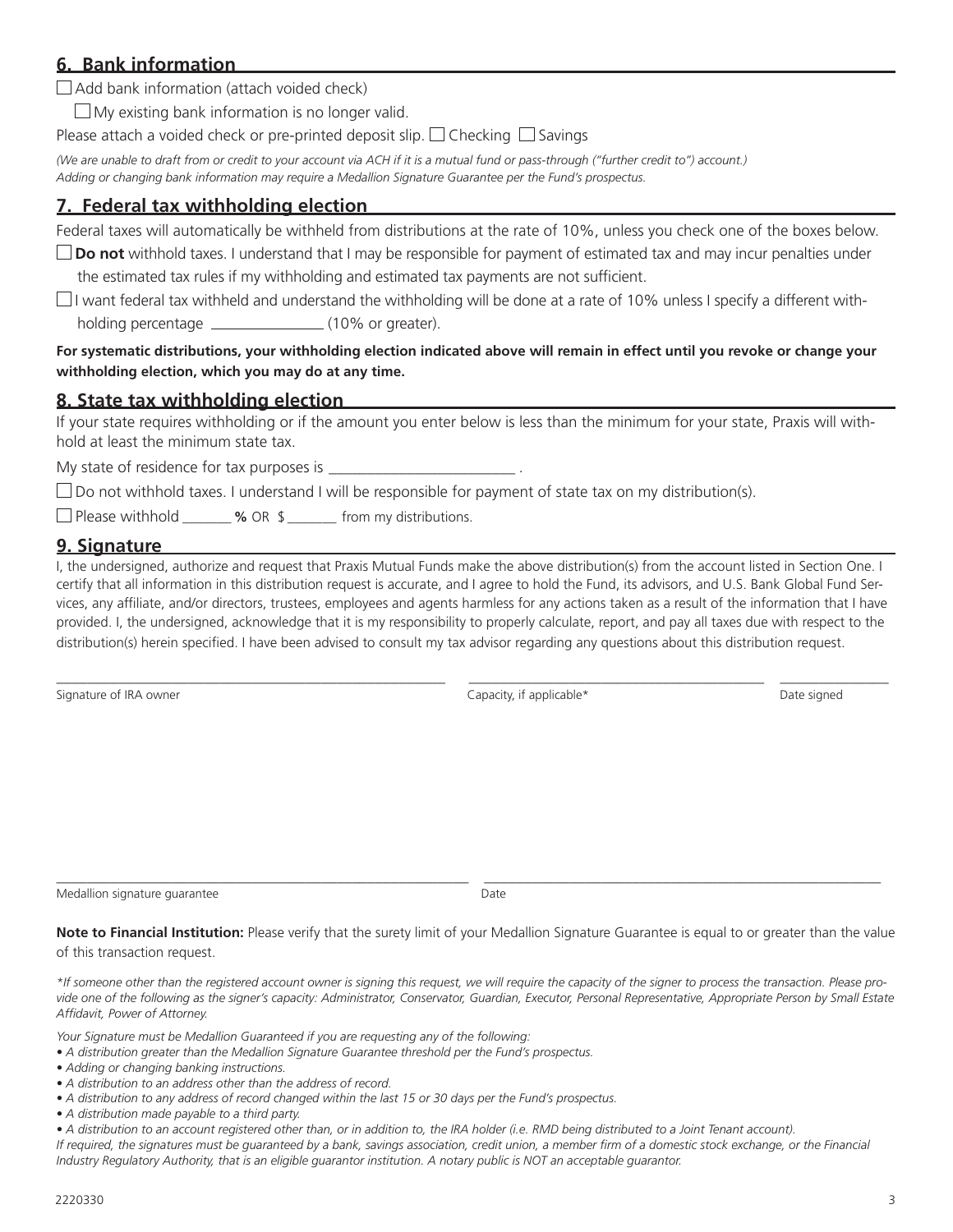## 6. Bank information

☐ Add bank information (attach voided check)

☐ My existing bank information is no longer valid.

Please attach a voided check or pre-printed deposit slip. ☐ Checking ☐ Savings

*(We are unable to draft from or credit to your account via ACH if it is a mutual fund or pass-through ("further credit to") account.)*
*Adding or changing bank information may require a Medallion Signature Guarantee per the Fund's prospectus.*

## 7. Federal tax withholding election

Federal taxes will automatically be withheld from distributions at the rate of 10%, unless you check one of the boxes below.

☐ **Do not** withhold taxes. I understand that I may be responsible for payment of estimated tax and may incur penalties under the estimated tax rules if my withholding and estimated tax payments are not sufficient.

☐ I want federal tax withheld and understand the withholding will be done at a rate of 10% unless I specify a different withholding percentage _______________ (10% or greater).

**For systematic distributions, your withholding election indicated above will remain in effect until you revoke or change your withholding election, which you may do at any time.**

## 8. State tax withholding election

If your state requires withholding or if the amount you enter below is less than the minimum for your state, Praxis will withhold at least the minimum state tax.

My state of residence for tax purposes is _________________________ .

☐ Do not withhold taxes. I understand I will be responsible for payment of state tax on my distribution(s).

☐ Please withhold _______ **%** OR $ _______ from my distributions.

## 9. Signature

I, the undersigned, authorize and request that Praxis Mutual Funds make the above distribution(s) from the account listed in Section One. I certify that all information in this distribution request is accurate, and I agree to hold the Fund, its advisors, and U.S. Bank Global Fund Services, any affiliate, and/or directors, trustees, employees and agents harmless for any actions taken as a result of the information that I have provided. I, the undersigned, acknowledge that it is my responsibility to properly calculate, report, and pay all taxes due with respect to the distribution(s) herein specified. I have been advised to consult my tax advisor regarding any questions about this distribution request.

_______________________________ _______________________________ _______________
Signature of IRA owner Capacity, if applicable* Date signed

_______________________________ _______________________________
Medallion signature guarantee Date

**Note to Financial Institution:** Please verify that the surety limit of your Medallion Signature Guarantee is equal to or greater than the value of this transaction request.

*\*If someone other than the registered account owner is signing this request, we will require the capacity of the signer to process the transaction. Please provide one of the following as the signer's capacity: Administrator, Conservator, Guardian, Executor, Personal Representative, Appropriate Person by Small Estate Affidavit, Power of Attorney.*

*Your Signature must be Medallion Guaranteed if you are requesting any of the following:*

- *A distribution greater than the Medallion Signature Guarantee threshold per the Fund's prospectus.*
- *Adding or changing banking instructions.*
- *A distribution to an address other than the address of record.*
- *A distribution to any address of record changed within the last 15 or 30 days per the Fund's prospectus.*
- *A distribution made payable to a third party.*
- *A distribution to an account registered other than, or in addition to, the IRA holder (i.e. RMD being distributed to a Joint Tenant account).*

*If required, the signatures must be guaranteed by a bank, savings association, credit union, a member firm of a domestic stock exchange, or the Financial Industry Regulatory Authority, that is an eligible guarantor institution. A notary public is NOT an acceptable guarantor.*

2220330